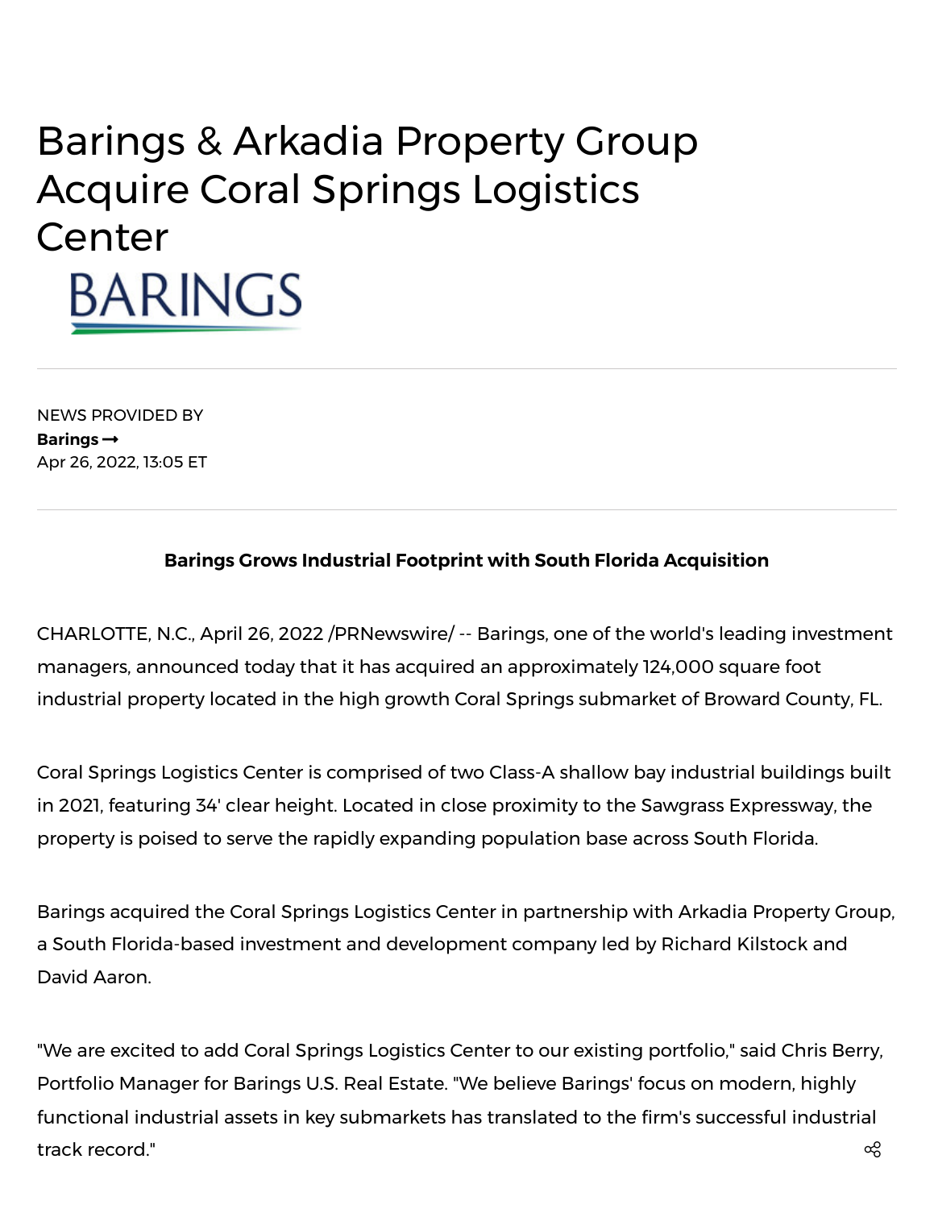# Barings & Arkadia Property Group Acquire Coral Springs Logistics Center

NEWS PROVIDED BY
**Barings →**
Apr 26, 2022, 13:05 ET

**Barings Grows Industrial Footprint with South Florida Acquisition**

CHARLOTTE, N.C., April 26, 2022 /PRNewswire/ -- Barings, one of the world's leading investment managers, announced today that it has acquired an approximately 124,000 square foot industrial property located in the high growth Coral Springs submarket of Broward County, FL.

Coral Springs Logistics Center is comprised of two Class-A shallow bay industrial buildings built in 2021, featuring 34' clear height. Located in close proximity to the Sawgrass Expressway, the property is poised to serve the rapidly expanding population base across South Florida.

Barings acquired the Coral Springs Logistics Center in partnership with Arkadia Property Group, a South Florida-based investment and development company led by Richard Kilstock and David Aaron.

"We are excited to add Coral Springs Logistics Center to our existing portfolio," said Chris Berry, Portfolio Manager for Barings U.S. Real Estate. "We believe Barings' focus on modern, highly functional industrial assets in key submarkets has translated to the firm's successful industrial track record."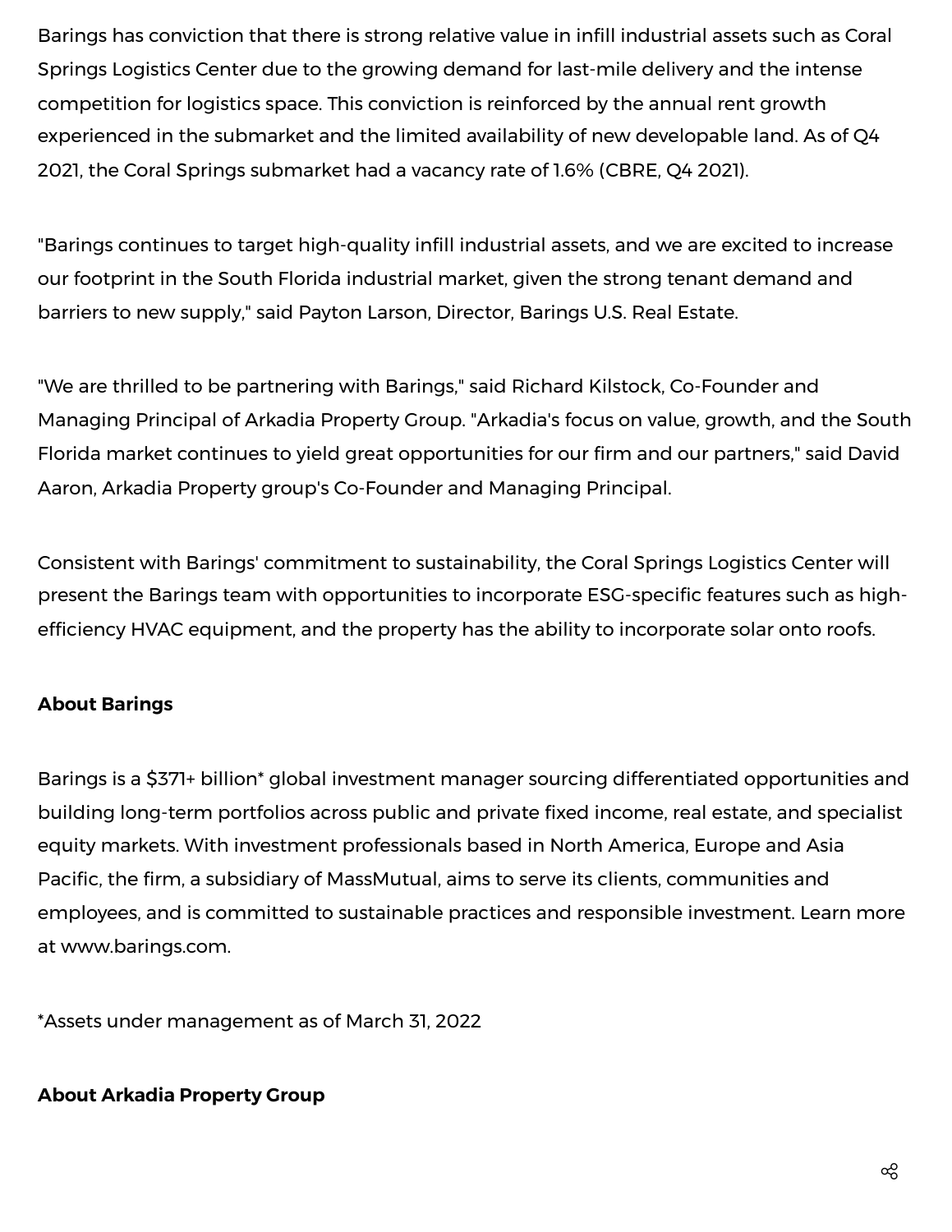Barings has conviction that there is strong relative value in infill industrial assets such as Coral Springs Logistics Center due to the growing demand for last-mile delivery and the intense competition for logistics space. This conviction is reinforced by the annual rent growth experienced in the submarket and the limited availability of new developable land. As of Q4 2021, the Coral Springs submarket had a vacancy rate of 1.6% (CBRE, Q4 2021).

"Barings continues to target high-quality infill industrial assets, and we are excited to increase our footprint in the South Florida industrial market, given the strong tenant demand and barriers to new supply," said Payton Larson, Director, Barings U.S. Real Estate.

"We are thrilled to be partnering with Barings," said Richard Kilstock, Co-Founder and Managing Principal of Arkadia Property Group. "Arkadia's focus on value, growth, and the South Florida market continues to yield great opportunities for our firm and our partners," said David Aaron, Arkadia Property group's Co-Founder and Managing Principal.

Consistent with Barings' commitment to sustainability, the Coral Springs Logistics Center will present the Barings team with opportunities to incorporate ESG-specific features such as high-efficiency HVAC equipment, and the property has the ability to incorporate solar onto roofs.

**About Barings**

Barings is a $371+ billion* global investment manager sourcing differentiated opportunities and building long-term portfolios across public and private fixed income, real estate, and specialist equity markets. With investment professionals based in North America, Europe and Asia Pacific, the firm, a subsidiary of MassMutual, aims to serve its clients, communities and employees, and is committed to sustainable practices and responsible investment. Learn more at www.barings.com.

*Assets under management as of March 31, 2022

**About Arkadia Property Group**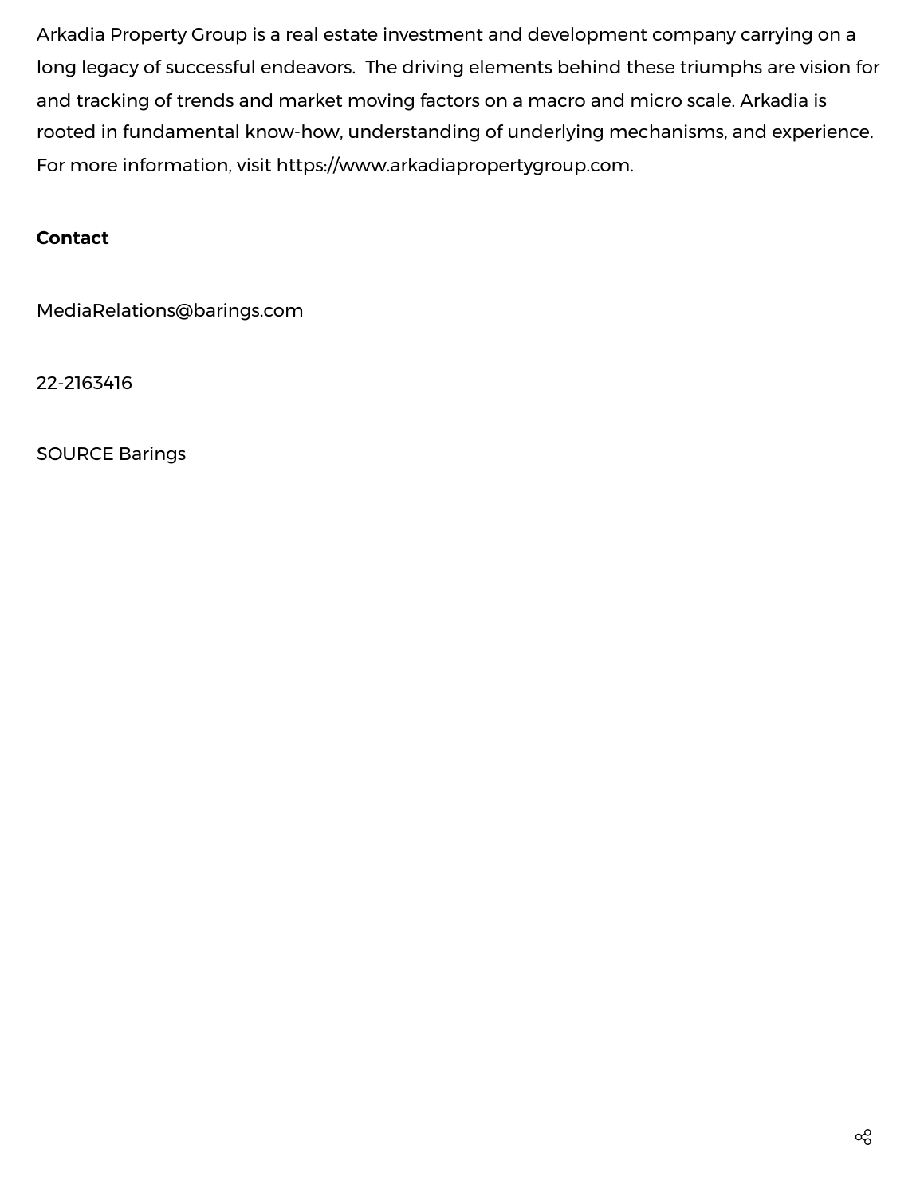Arkadia Property Group is a real estate investment and development company carrying on a long legacy of successful endeavors. The driving elements behind these triumphs are vision for and tracking of trends and market moving factors on a macro and micro scale. Arkadia is rooted in fundamental know-how, understanding of underlying mechanisms, and experience. For more information, visit https://www.arkadiapropertygroup.com.

**Contact**

MediaRelations@barings.com

22-2163416

SOURCE Barings